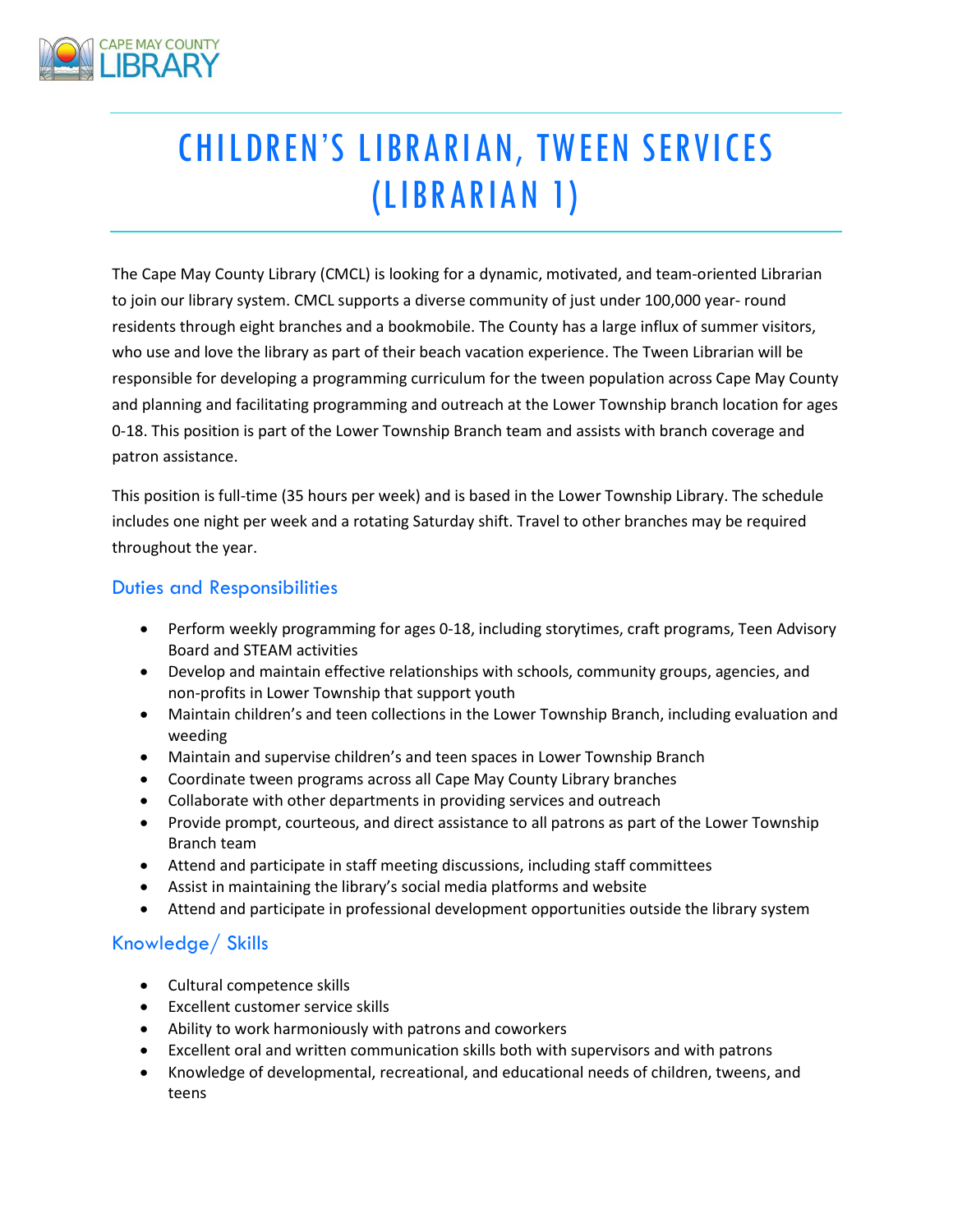# CHILDREN'S LIBRARIAN, TWEEN SERVICES (LIBRARIAN 1)

The Cape May County Library (CMCL) is looking for a dynamic, motivated, and team-oriented Librarian to join our library system. CMCL supports a diverse community of just under 100,000 year- round residents through eight branches and a bookmobile. The County has a large influx of summer visitors, who use and love the library as part of their beach vacation experience. The Tween Librarian will be responsible for developing a programming curriculum for the tween population across Cape May County and planning and facilitating programming and outreach at the Lower Township branch location for ages 0-18. This position is part of the Lower Township Branch team and assists with branch coverage and patron assistance.

This position is full-time (35 hours per week) and is based in the Lower Township Library. The schedule includes one night per week and a rotating Saturday shift. Travel to other branches may be required throughout the year.

## Duties and Responsibilities

- Perform weekly programming for ages 0-18, including storytimes, craft programs, Teen Advisory Board and STEAM activities
- Develop and maintain effective relationships with schools, community groups, agencies, and non-profits in Lower Township that support youth
- Maintain children's and teen collections in the Lower Township Branch, including evaluation and weeding
- Maintain and supervise children's and teen spaces in Lower Township Branch
- Coordinate tween programs across all Cape May County Library branches
- Collaborate with other departments in providing services and outreach
- Provide prompt, courteous, and direct assistance to all patrons as part of the Lower Township Branch team
- Attend and participate in staff meeting discussions, including staff committees
- Assist in maintaining the library's social media platforms and website
- Attend and participate in professional development opportunities outside the library system

## Knowledge/ Skills

- Cultural competence skills
- Excellent customer service skills
- Ability to work harmoniously with patrons and coworkers
- Excellent oral and written communication skills both with supervisors and with patrons
- Knowledge of developmental, recreational, and educational needs of children, tweens, and teens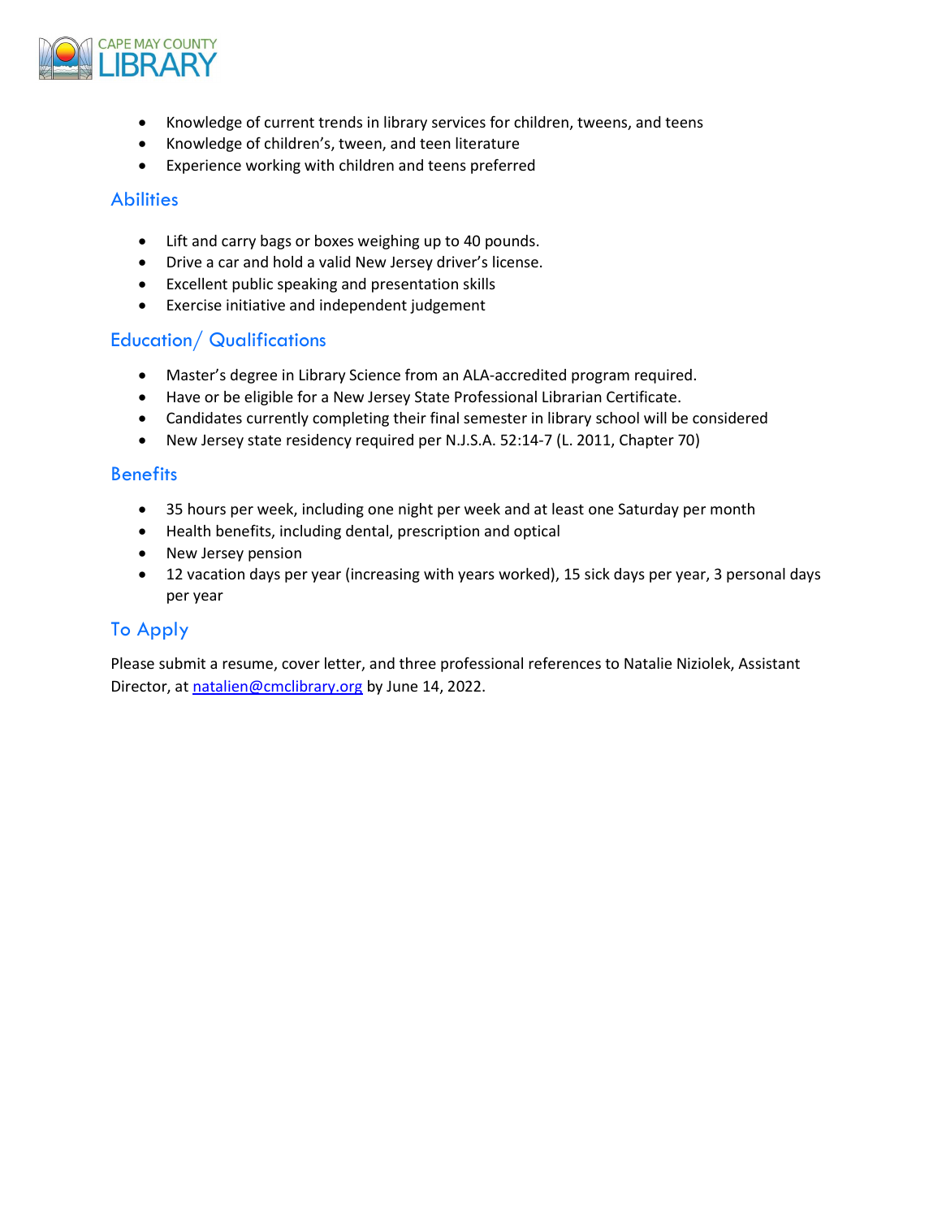- Knowledge of current trends in library services for children, tweens, and teens
- Knowledge of children's, tween, and teen literature
- Experience working with children and teens preferred

## Abilities

- Lift and carry bags or boxes weighing up to 40 pounds.
- Drive a car and hold a valid New Jersey driver's license.
- Excellent public speaking and presentation skills
- Exercise initiative and independent judgement

## Education/ Qualifications

- Master's degree in Library Science from an ALA-accredited program required.
- Have or be eligible for a New Jersey State Professional Librarian Certificate.
- Candidates currently completing their final semester in library school will be considered
- New Jersey state residency required per N.J.S.A. 52:14-7 (L. 2011, Chapter 70)

## Benefits

- 35 hours per week, including one night per week and at least one Saturday per month
- Health benefits, including dental, prescription and optical
- New Jersey pension
- 12 vacation days per year (increasing with years worked), 15 sick days per year, 3 personal days per year

## To Apply

Please submit a resume, cover letter, and three professional references to Natalie Niziolek, Assistant Director, at natalien@cmclibrary.org by June 14, 2022.